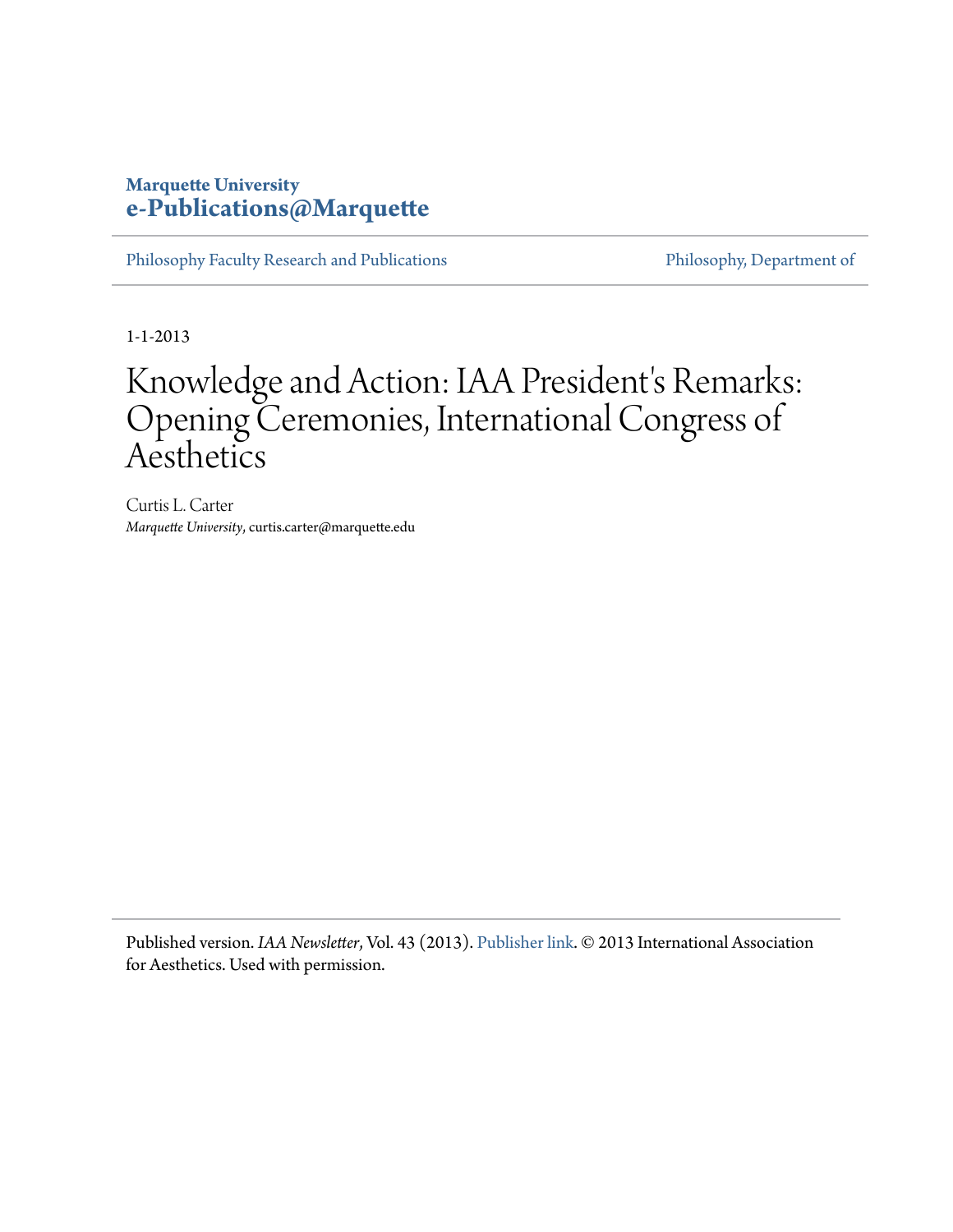Marquette University
**e-Publications@Marquette**

Philosophy Faculty Research and Publications | Philosophy, Department of

1-1-2013

# Knowledge and Action: IAA President's Remarks: Opening Ceremonies, International Congress of Aesthetics

Curtis L. Carter
*Marquette University*, curtis.carter@marquette.edu

Published version. *IAA Newsletter*, Vol. 43 (2013). Publisher link. © 2013 International Association for Aesthetics. Used with permission.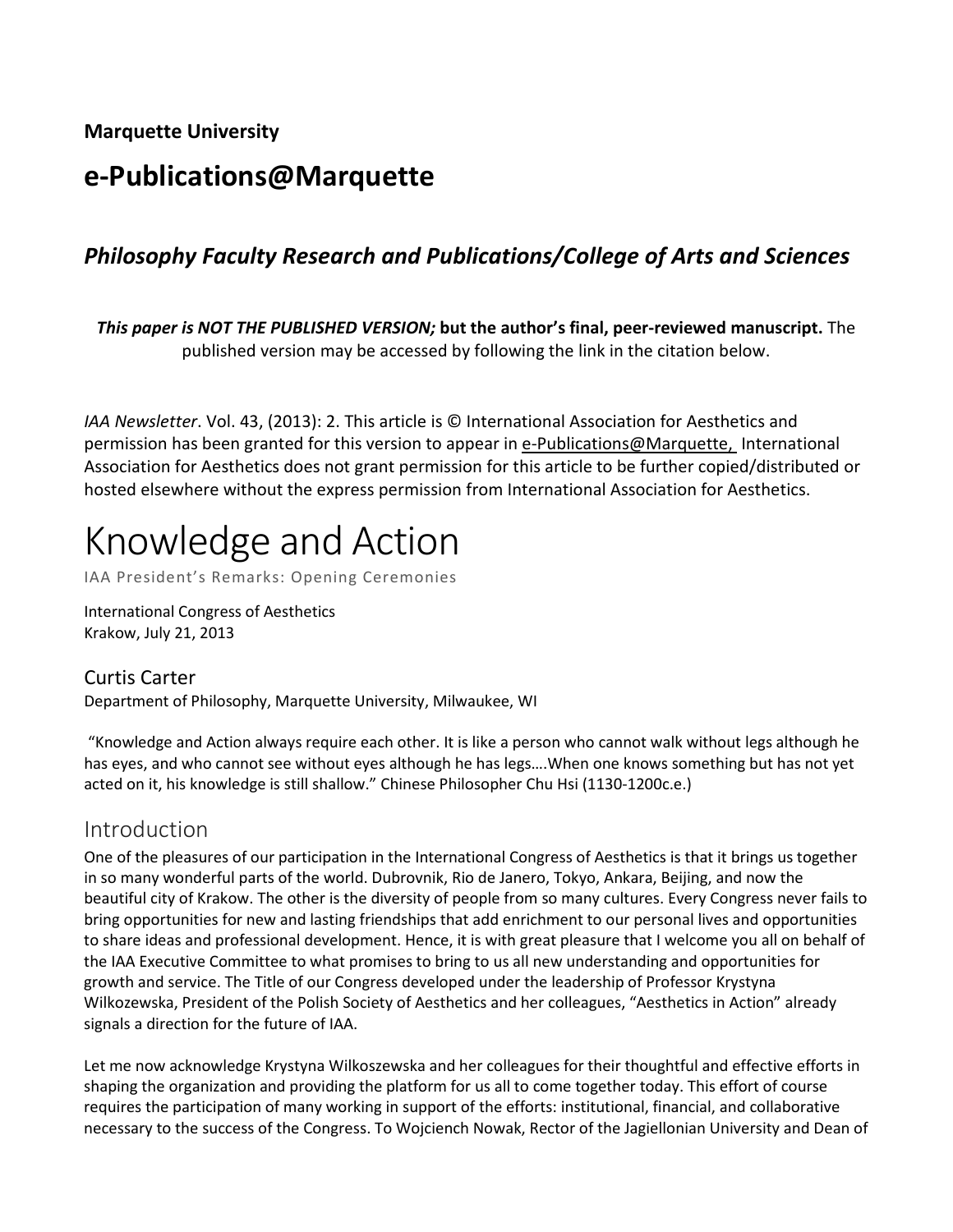**Marquette University**

# e-Publications@Marquette

## *Philosophy Faculty Research and Publications/College of Arts and Sciences*

***This paper is NOT THE PUBLISHED VERSION;* but the author's final, peer-reviewed manuscript.** The published version may be accessed by following the link in the citation below.

*IAA Newsletter*. Vol. 43, (2013): 2. This article is © International Association for Aesthetics and permission has been granted for this version to appear in e-Publications@Marquette, International Association for Aesthetics does not grant permission for this article to be further copied/distributed or hosted elsewhere without the express permission from International Association for Aesthetics.

# Knowledge and Action

IAA President's Remarks: Opening Ceremonies

International Congress of Aesthetics
Krakow, July 21, 2013

### Curtis Carter

Department of Philosophy, Marquette University, Milwaukee, WI

"Knowledge and Action always require each other. It is like a person who cannot walk without legs although he has eyes, and who cannot see without eyes although he has legs….When one knows something but has not yet acted on it, his knowledge is still shallow." Chinese Philosopher Chu Hsi (1130-1200c.e.)

## Introduction

One of the pleasures of our participation in the International Congress of Aesthetics is that it brings us together in so many wonderful parts of the world. Dubrovnik, Rio de Janero, Tokyo, Ankara, Beijing, and now the beautiful city of Krakow. The other is the diversity of people from so many cultures. Every Congress never fails to bring opportunities for new and lasting friendships that add enrichment to our personal lives and opportunities to share ideas and professional development. Hence, it is with great pleasure that I welcome you all on behalf of the IAA Executive Committee to what promises to bring to us all new understanding and opportunities for growth and service. The Title of our Congress developed under the leadership of Professor Krystyna Wilkozewska, President of the Polish Society of Aesthetics and her colleagues, "Aesthetics in Action" already signals a direction for the future of IAA.

Let me now acknowledge Krystyna Wilkoszewska and her colleagues for their thoughtful and effective efforts in shaping the organization and providing the platform for us all to come together today. This effort of course requires the participation of many working in support of the efforts: institutional, financial, and collaborative necessary to the success of the Congress. To Wojciench Nowak, Rector of the Jagiellonian University and Dean of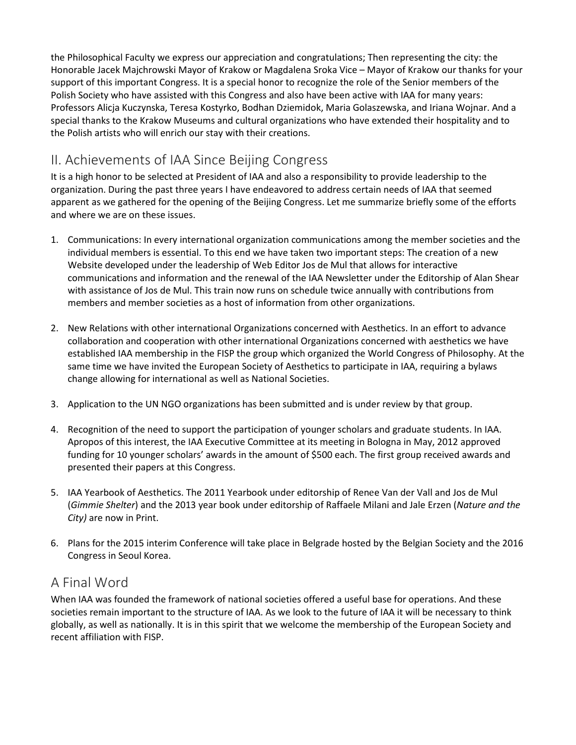the Philosophical Faculty we express our appreciation and congratulations; Then representing the city: the Honorable Jacek Majchrowski Mayor of Krakow or Magdalena Sroka Vice – Mayor of Krakow our thanks for your support of this important Congress. It is a special honor to recognize the role of the Senior members of the Polish Society who have assisted with this Congress and also have been active with IAA for many years: Professors Alicja Kuczynska, Teresa Kostyrko, Bodhan Dziemidok, Maria Golaszewska, and Iriana Wojnar. And a special thanks to the Krakow Museums and cultural organizations who have extended their hospitality and to the Polish artists who will enrich our stay with their creations.

## II. Achievements of IAA Since Beijing Congress

It is a high honor to be selected at President of IAA and also a responsibility to provide leadership to the organization. During the past three years I have endeavored to address certain needs of IAA that seemed apparent as we gathered for the opening of the Beijing Congress. Let me summarize briefly some of the efforts and where we are on these issues.

1. Communications: In every international organization communications among the member societies and the individual members is essential. To this end we have taken two important steps: The creation of a new Website developed under the leadership of Web Editor Jos de Mul that allows for interactive communications and information and the renewal of the IAA Newsletter under the Editorship of Alan Shear with assistance of Jos de Mul. This train now runs on schedule twice annually with contributions from members and member societies as a host of information from other organizations.

2. New Relations with other international Organizations concerned with Aesthetics. In an effort to advance collaboration and cooperation with other international Organizations concerned with aesthetics we have established IAA membership in the FISP the group which organized the World Congress of Philosophy. At the same time we have invited the European Society of Aesthetics to participate in IAA, requiring a bylaws change allowing for international as well as National Societies.

3. Application to the UN NGO organizations has been submitted and is under review by that group.

4. Recognition of the need to support the participation of younger scholars and graduate students. In IAA. Apropos of this interest, the IAA Executive Committee at its meeting in Bologna in May, 2012 approved funding for 10 younger scholars' awards in the amount of $500 each. The first group received awards and presented their papers at this Congress.

5. IAA Yearbook of Aesthetics. The 2011 Yearbook under editorship of Renee Van der Vall and Jos de Mul (*Gimmie Shelter*) and the 2013 year book under editorship of Raffaele Milani and Jale Erzen (*Nature and the City)* are now in Print.

6. Plans for the 2015 interim Conference will take place in Belgrade hosted by the Belgian Society and the 2016 Congress in Seoul Korea.

## A Final Word

When IAA was founded the framework of national societies offered a useful base for operations. And these societies remain important to the structure of IAA. As we look to the future of IAA it will be necessary to think globally, as well as nationally. It is in this spirit that we welcome the membership of the European Society and recent affiliation with FISP.